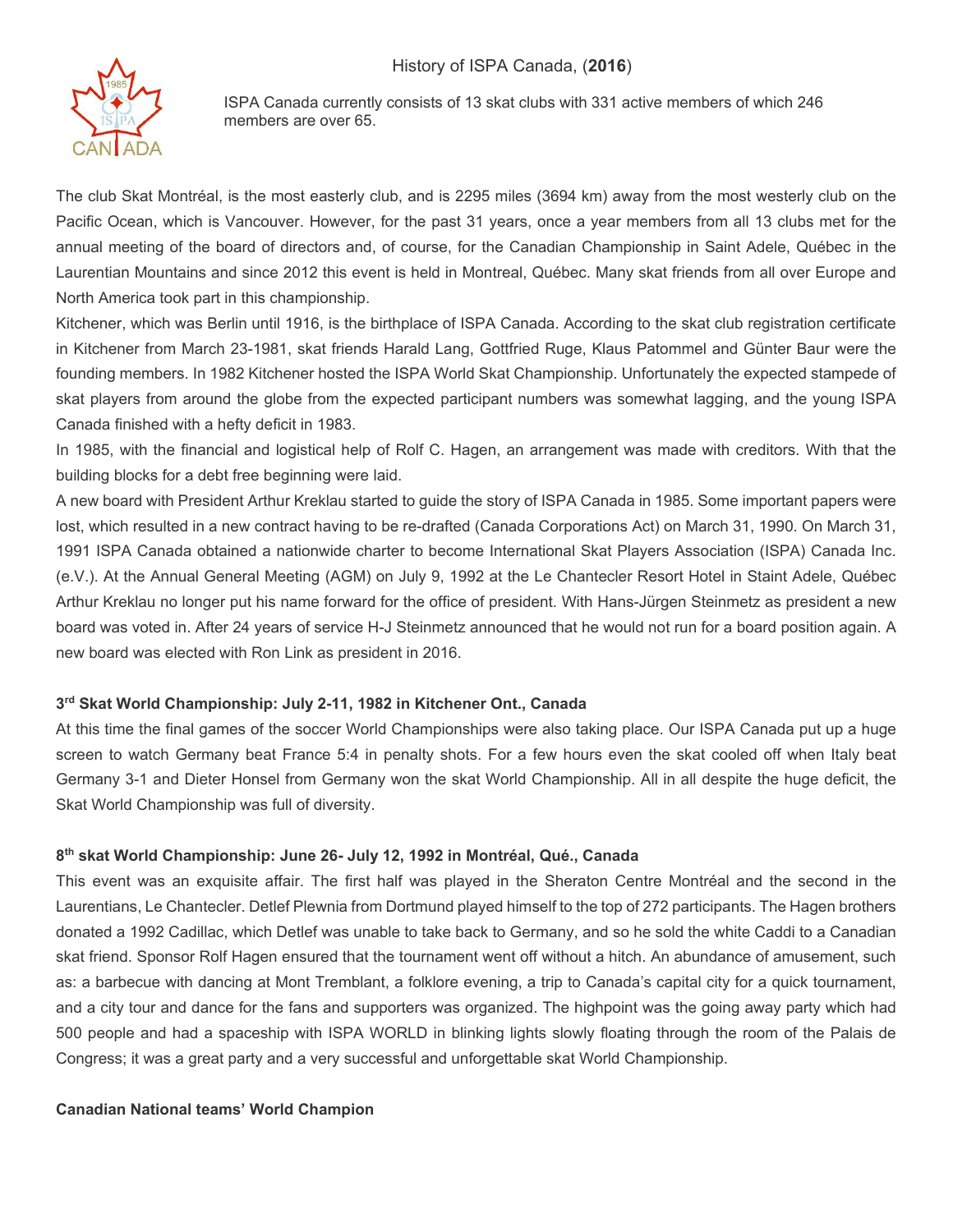History of ISPA Canada, (**2016**)

ISPA Canada currently consists of 13 skat clubs with 331 active members of which 246 members are over 65.

The club Skat Montréal, is the most easterly club, and is 2295 miles (3694 km) away from the most westerly club on the Pacific Ocean, which is Vancouver. However, for the past 31 years, once a year members from all 13 clubs met for the annual meeting of the board of directors and, of course, for the Canadian Championship in Saint Adele, Québec in the Laurentian Mountains and since 2012 this event is held in Montreal, Québec. Many skat friends from all over Europe and North America took part in this championship.

Kitchener, which was Berlin until 1916, is the birthplace of ISPA Canada. According to the skat club registration certificate in Kitchener from March 23-1981, skat friends Harald Lang, Gottfried Ruge, Klaus Patommel and Günter Baur were the founding members. In 1982 Kitchener hosted the ISPA World Skat Championship. Unfortunately the expected stampede of skat players from around the globe from the expected participant numbers was somewhat lagging, and the young ISPA Canada finished with a hefty deficit in 1983.

In 1985, with the financial and logistical help of Rolf C. Hagen, an arrangement was made with creditors. With that the building blocks for a debt free beginning were laid.

A new board with President Arthur Kreklau started to guide the story of ISPA Canada in 1985. Some important papers were lost, which resulted in a new contract having to be re-drafted (Canada Corporations Act) on March 31, 1990. On March 31, 1991 ISPA Canada obtained a nationwide charter to become International Skat Players Association (ISPA) Canada Inc. (e.V.). At the Annual General Meeting (AGM) on July 9, 1992 at the Le Chantecler Resort Hotel in Staint Adele, Québec Arthur Kreklau no longer put his name forward for the office of president. With Hans-Jürgen Steinmetz as president a new board was voted in. After 24 years of service H-J Steinmetz announced that he would not run for a board position again. A new board was elected with Ron Link as president in 2016.

**3rd Skat World Championship: July 2-11, 1982 in Kitchener Ont., Canada**

At this time the final games of the soccer World Championships were also taking place. Our ISPA Canada put up a huge screen to watch Germany beat France 5:4 in penalty shots. For a few hours even the skat cooled off when Italy beat Germany 3-1 and Dieter Honsel from Germany won the skat World Championship. All in all despite the huge deficit, the Skat World Championship was full of diversity.

**8th skat World Championship: June 26- July 12, 1992 in Montréal, Qué., Canada**

This event was an exquisite affair. The first half was played in the Sheraton Centre Montréal and the second in the Laurentians, Le Chantecler. Detlef Plewnia from Dortmund played himself to the top of 272 participants. The Hagen brothers donated a 1992 Cadillac, which Detlef was unable to take back to Germany, and so he sold the white Caddi to a Canadian skat friend. Sponsor Rolf Hagen ensured that the tournament went off without a hitch. An abundance of amusement, such as: a barbecue with dancing at Mont Tremblant, a folklore evening, a trip to Canada's capital city for a quick tournament, and a city tour and dance for the fans and supporters was organized. The highpoint was the going away party which had 500 people and had a spaceship with ISPA WORLD in blinking lights slowly floating through the room of the Palais de Congress; it was a great party and a very successful and unforgettable skat World Championship.

**Canadian National teams' World Champion**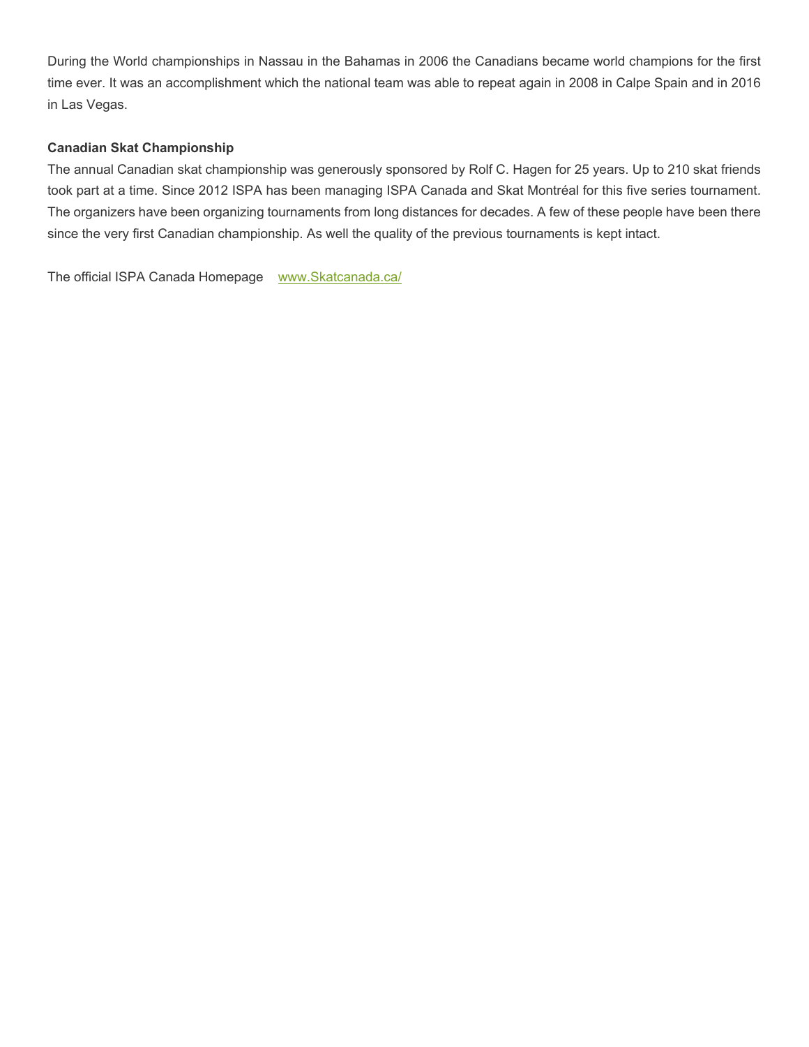During the World championships in Nassau in the Bahamas in 2006 the Canadians became world champions for the first time ever. It was an accomplishment which the national team was able to repeat again in 2008 in Calpe Spain and in 2016 in Las Vegas.

**Canadian Skat Championship**

The annual Canadian skat championship was generously sponsored by Rolf C. Hagen for 25 years. Up to 210 skat friends took part at a time. Since 2012 ISPA has been managing ISPA Canada and Skat Montréal for this five series tournament. The organizers have been organizing tournaments from long distances for decades. A few of these people have been there since the very first Canadian championship. As well the quality of the previous tournaments is kept intact.

The official ISPA Canada Homepage [www.Skatcanada.ca/](http://www.Skatcanada.ca/)